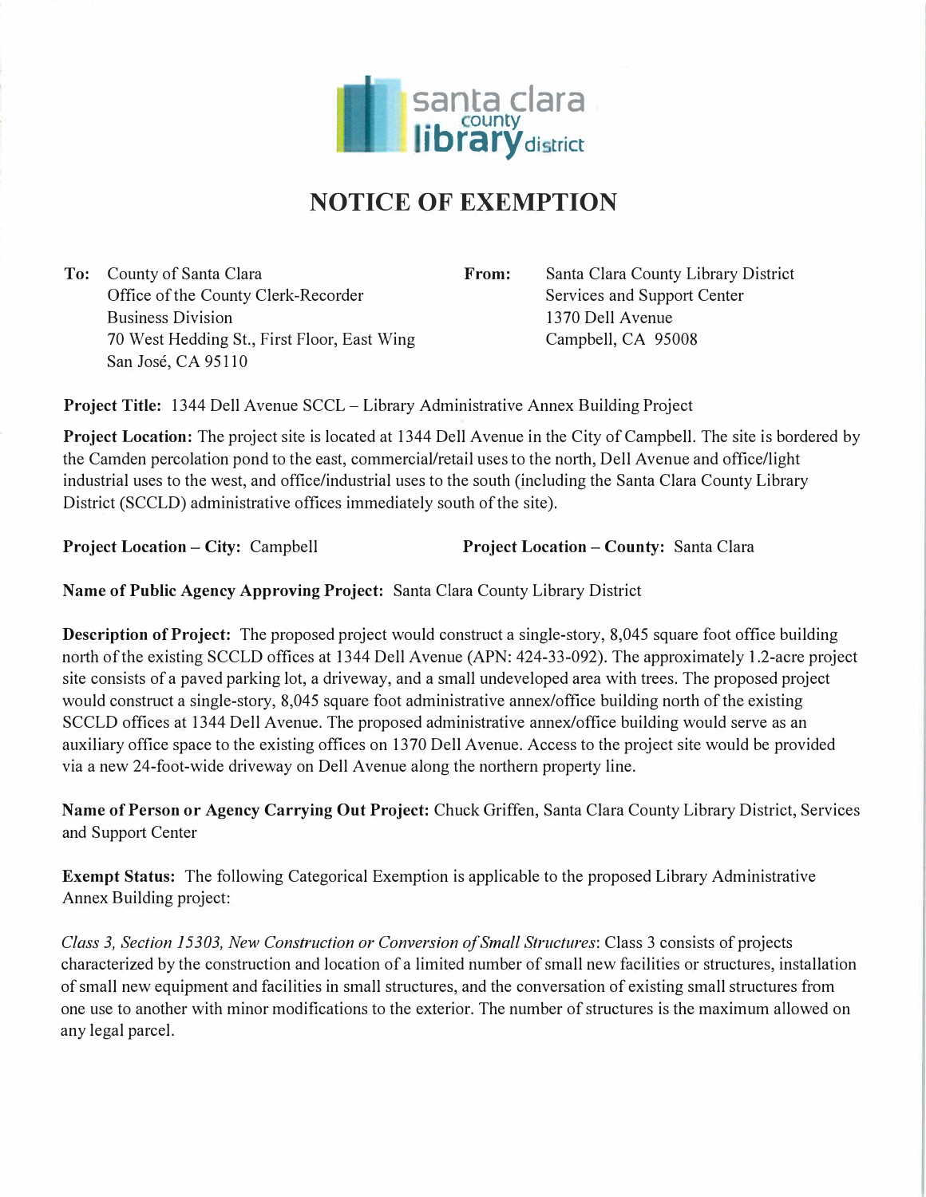santa clara county library district

# NOTICE OF EXEMPTION

**To:** County of Santa Clara
Office of the County Clerk-Recorder
Business Division
70 West Hedding St., First Floor, East Wing
San José, CA 95110

**From:** Santa Clara County Library District
Services and Support Center
1370 Dell Avenue
Campbell, CA 95008

**Project Title:** 1344 Dell Avenue SCCL – Library Administrative Annex Building Project

**Project Location:** The project site is located at 1344 Dell Avenue in the City of Campbell. The site is bordered by the Camden percolation pond to the east, commercial/retail uses to the north, Dell Avenue and office/light industrial uses to the west, and office/industrial uses to the south (including the Santa Clara County Library District (SCCLD) administrative offices immediately south of the site).

**Project Location – City:** Campbell

**Project Location – County:** Santa Clara

**Name of Public Agency Approving Project:** Santa Clara County Library District

**Description of Project:** The proposed project would construct a single-story, 8,045 square foot office building north of the existing SCCLD offices at 1344 Dell Avenue (APN: 424-33-092). The approximately 1.2-acre project site consists of a paved parking lot, a driveway, and a small undeveloped area with trees. The proposed project would construct a single-story, 8,045 square foot administrative annex/office building north of the existing SCCLD offices at 1344 Dell Avenue. The proposed administrative annex/office building would serve as an auxiliary office space to the existing offices on 1370 Dell Avenue. Access to the project site would be provided via a new 24-foot-wide driveway on Dell Avenue along the northern property line.

**Name of Person or Agency Carrying Out Project:** Chuck Griffen, Santa Clara County Library District, Services and Support Center

**Exempt Status:** The following Categorical Exemption is applicable to the proposed Library Administrative Annex Building project:

*Class 3, Section 15303, New Construction or Conversion of Small Structures*: Class 3 consists of projects characterized by the construction and location of a limited number of small new facilities or structures, installation of small new equipment and facilities in small structures, and the conversation of existing small structures from one use to another with minor modifications to the exterior. The number of structures is the maximum allowed on any legal parcel.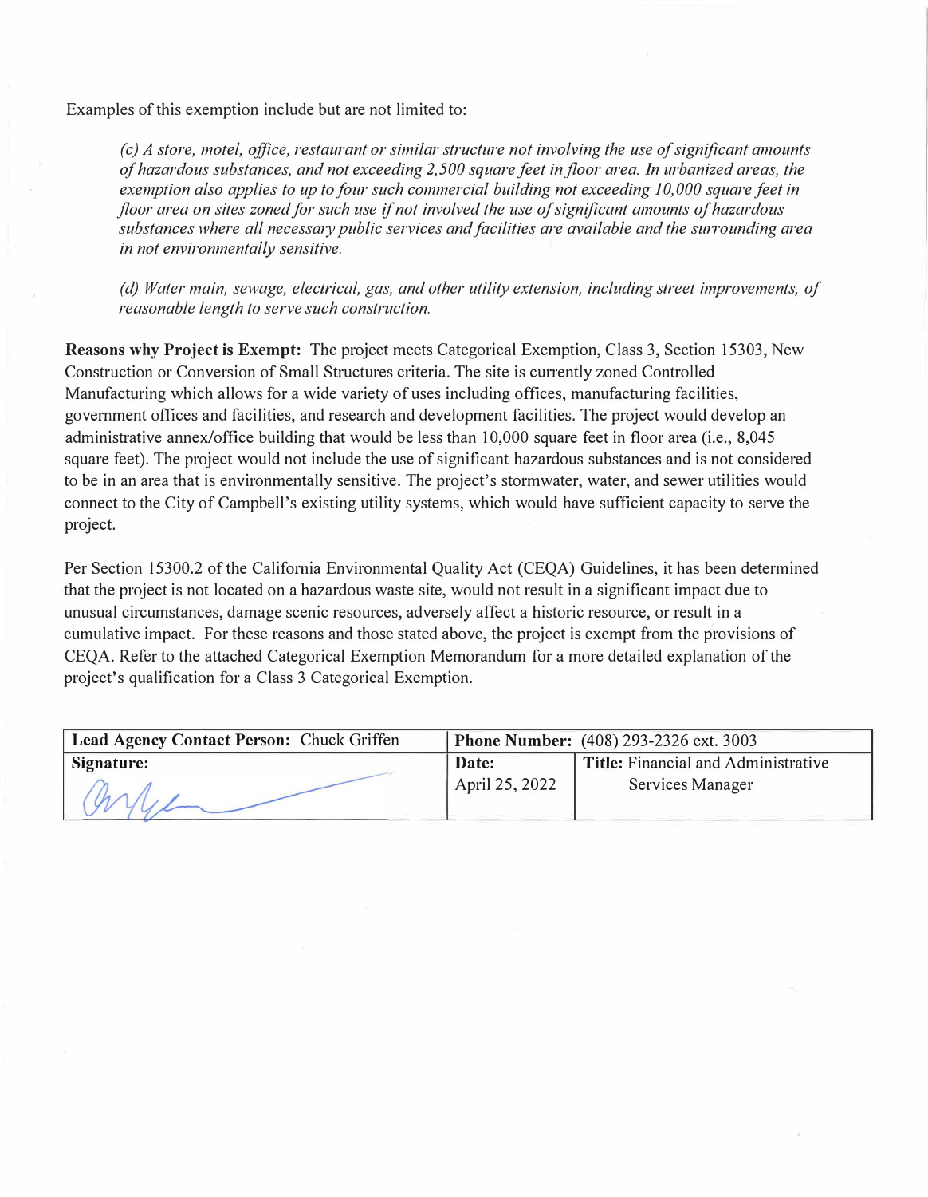Examples of this exemption include but are not limited to:

> *(c) A store, motel, office, restaurant or similar structure not involving the use of significant amounts of hazardous substances, and not exceeding 2,500 square feet in floor area. In urbanized areas, the exemption also applies to up to four such commercial building not exceeding 10,000 square feet in floor area on sites zoned for such use if not involved the use of significant amounts of hazardous substances where all necessary public services and facilities are available and the surrounding area in not environmentally sensitive.*
>
> *(d) Water main, sewage, electrical, gas, and other utility extension, including street improvements, of reasonable length to serve such construction.*

**Reasons why Project is Exempt:** The project meets Categorical Exemption, Class 3, Section 15303, New Construction or Conversion of Small Structures criteria. The site is currently zoned Controlled Manufacturing which allows for a wide variety of uses including offices, manufacturing facilities, government offices and facilities, and research and development facilities. The project would develop an administrative annex/office building that would be less than 10,000 square feet in floor area (i.e., 8,045 square feet). The project would not include the use of significant hazardous substances and is not considered to be in an area that is environmentally sensitive. The project's stormwater, water, and sewer utilities would connect to the City of Campbell's existing utility systems, which would have sufficient capacity to serve the project.

Per Section 15300.2 of the California Environmental Quality Act (CEQA) Guidelines, it has been determined that the project is not located on a hazardous waste site, would not result in a significant impact due to unusual circumstances, damage scenic resources, adversely affect a historic resource, or result in a cumulative impact. For these reasons and those stated above, the project is exempt from the provisions of CEQA. Refer to the attached Categorical Exemption Memorandum for a more detailed explanation of the project's qualification for a Class 3 Categorical Exemption.

| | | |
|---|---|---|
| **Lead Agency Contact Person:** Chuck Griffen | **Phone Number:** (408) 293-2326 ext. 3003 | |
| **Signature:** | **Date:** April 25, 2022 | **Title:** Financial and Administrative Services Manager |